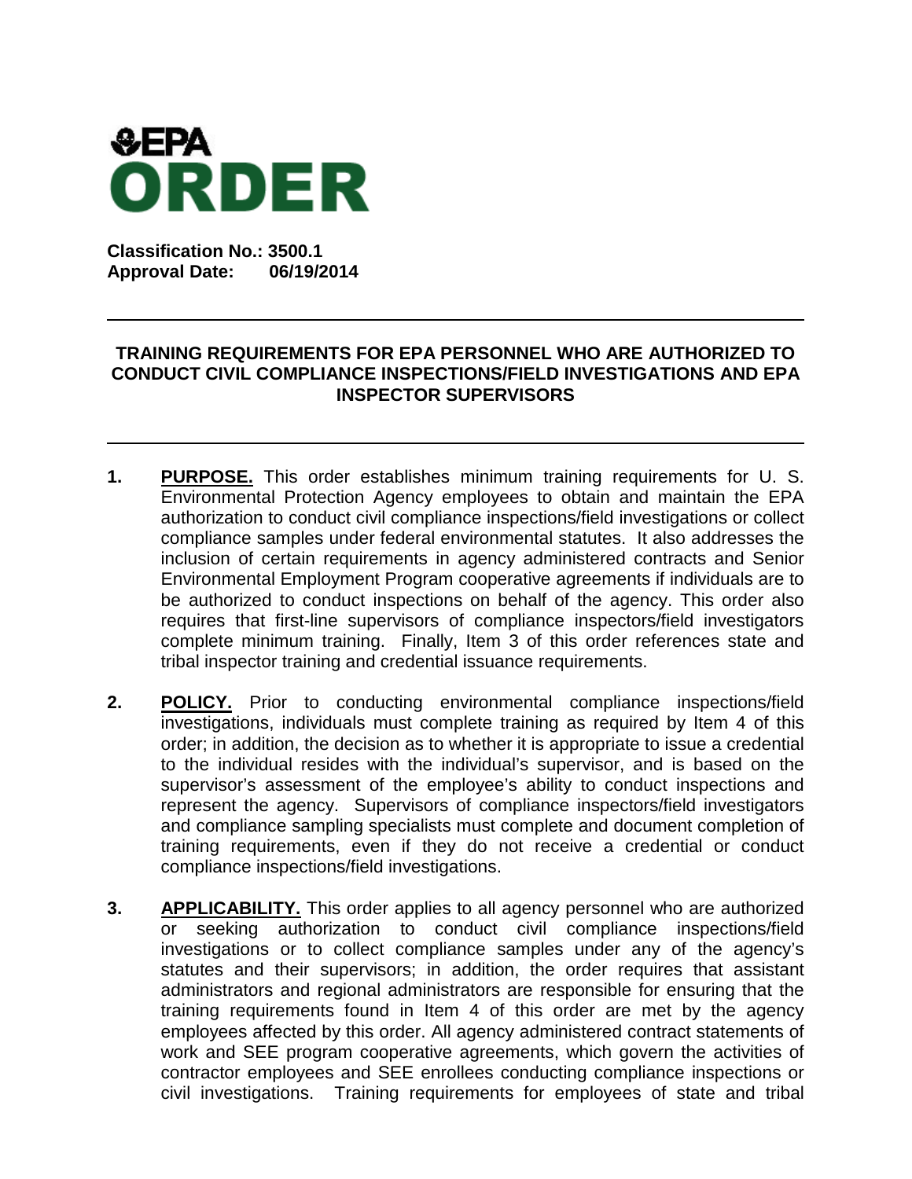# EPA ORDER

**Classification No.: 3500.1**
**Approval Date: 06/19/2014**

---

## TRAINING REQUIREMENTS FOR EPA PERSONNEL WHO ARE AUTHORIZED TO CONDUCT CIVIL COMPLIANCE INSPECTIONS/FIELD INVESTIGATIONS AND EPA INSPECTOR SUPERVISORS

---

**1. PURPOSE.** This order establishes minimum training requirements for U. S. Environmental Protection Agency employees to obtain and maintain the EPA authorization to conduct civil compliance inspections/field investigations or collect compliance samples under federal environmental statutes. It also addresses the inclusion of certain requirements in agency administered contracts and Senior Environmental Employment Program cooperative agreements if individuals are to be authorized to conduct inspections on behalf of the agency. This order also requires that first-line supervisors of compliance inspectors/field investigators complete minimum training. Finally, Item 3 of this order references state and tribal inspector training and credential issuance requirements.

**2. POLICY.** Prior to conducting environmental compliance inspections/field investigations, individuals must complete training as required by Item 4 of this order; in addition, the decision as to whether it is appropriate to issue a credential to the individual resides with the individual's supervisor, and is based on the supervisor's assessment of the employee's ability to conduct inspections and represent the agency. Supervisors of compliance inspectors/field investigators and compliance sampling specialists must complete and document completion of training requirements, even if they do not receive a credential or conduct compliance inspections/field investigations.

**3. APPLICABILITY.** This order applies to all agency personnel who are authorized or seeking authorization to conduct civil compliance inspections/field investigations or to collect compliance samples under any of the agency's statutes and their supervisors; in addition, the order requires that assistant administrators and regional administrators are responsible for ensuring that the training requirements found in Item 4 of this order are met by the agency employees affected by this order. All agency administered contract statements of work and SEE program cooperative agreements, which govern the activities of contractor employees and SEE enrollees conducting compliance inspections or civil investigations. Training requirements for employees of state and tribal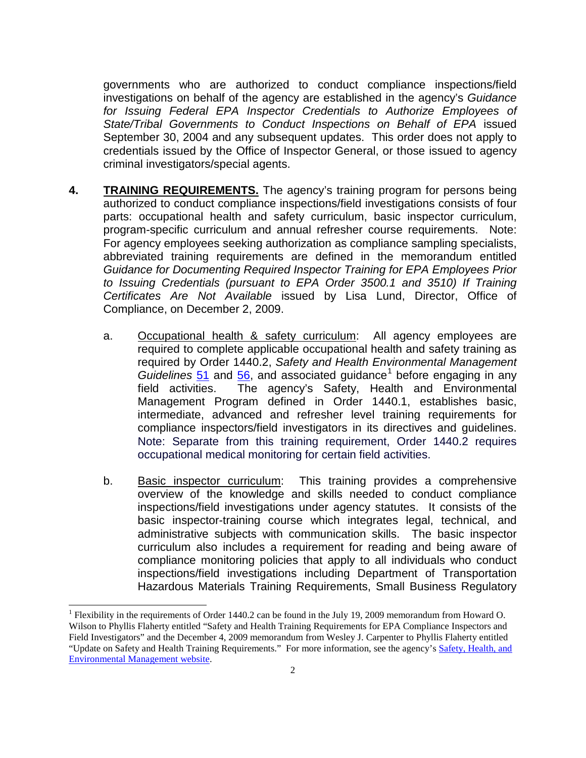governments who are authorized to conduct compliance inspections/field investigations on behalf of the agency are established in the agency's *Guidance for Issuing Federal EPA Inspector Credentials to Authorize Employees of State/Tribal Governments to Conduct Inspections on Behalf of EPA* issued September 30, 2004 and any subsequent updates. This order does not apply to credentials issued by the Office of Inspector General, or those issued to agency criminal investigators/special agents.

**4. TRAINING REQUIREMENTS.** The agency's training program for persons being authorized to conduct compliance inspections/field investigations consists of four parts: occupational health and safety curriculum, basic inspector curriculum, program-specific curriculum and annual refresher course requirements. Note: For agency employees seeking authorization as compliance sampling specialists, abbreviated training requirements are defined in the memorandum entitled *Guidance for Documenting Required Inspector Training for EPA Employees Prior to Issuing Credentials (pursuant to EPA Order 3500.1 and 3510) If Training Certificates Are Not Available* issued by Lisa Lund, Director, Office of Compliance, on December 2, 2009.

a. Occupational health & safety curriculum: All agency employees are required to complete applicable occupational health and safety training as required by Order 1440.2, *Safety and Health Environmental Management Guidelines* 51 and 56, and associated guidance[1] before engaging in any field activities. The agency's Safety, Health and Environmental Management Program defined in Order 1440.1, establishes basic, intermediate, advanced and refresher level training requirements for compliance inspectors/field investigators in its directives and guidelines. Note: Separate from this training requirement, Order 1440.2 requires occupational medical monitoring for certain field activities.

b. Basic inspector curriculum: This training provides a comprehensive overview of the knowledge and skills needed to conduct compliance inspections/field investigations under agency statutes. It consists of the basic inspector-training course which integrates legal, technical, and administrative subjects with communication skills. The basic inspector curriculum also includes a requirement for reading and being aware of compliance monitoring policies that apply to all individuals who conduct inspections/field investigations including Department of Transportation Hazardous Materials Training Requirements, Small Business Regulatory

---

[1] Flexibility in the requirements of Order 1440.2 can be found in the July 19, 2009 memorandum from Howard O. Wilson to Phyllis Flaherty entitled "Safety and Health Training Requirements for EPA Compliance Inspectors and Field Investigators" and the December 4, 2009 memorandum from Wesley J. Carpenter to Phyllis Flaherty entitled "Update on Safety and Health Training Requirements." For more information, see the agency's Safety, Health, and Environmental Management website.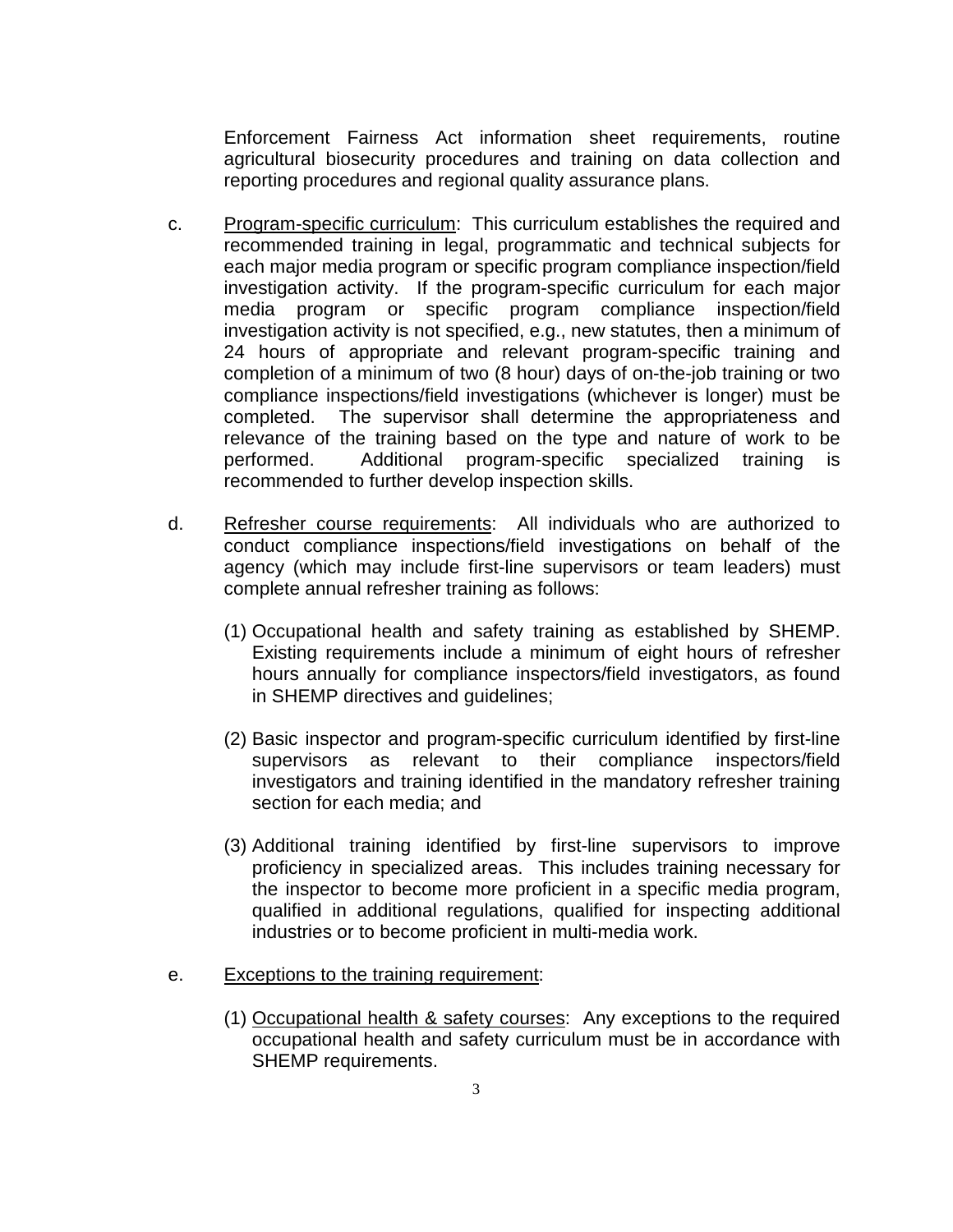Enforcement Fairness Act information sheet requirements, routine agricultural biosecurity procedures and training on data collection and reporting procedures and regional quality assurance plans.

c. <u>Program-specific curriculum</u>: This curriculum establishes the required and recommended training in legal, programmatic and technical subjects for each major media program or specific program compliance inspection/field investigation activity. If the program-specific curriculum for each major media program or specific program compliance inspection/field investigation activity is not specified, e.g., new statutes, then a minimum of 24 hours of appropriate and relevant program-specific training and completion of a minimum of two (8 hour) days of on-the-job training or two compliance inspections/field investigations (whichever is longer) must be completed. The supervisor shall determine the appropriateness and relevance of the training based on the type and nature of work to be performed. Additional program-specific specialized training is recommended to further develop inspection skills.

d. <u>Refresher course requirements</u>: All individuals who are authorized to conduct compliance inspections/field investigations on behalf of the agency (which may include first-line supervisors or team leaders) must complete annual refresher training as follows:

(1) Occupational health and safety training as established by SHEMP. Existing requirements include a minimum of eight hours of refresher hours annually for compliance inspectors/field investigators, as found in SHEMP directives and guidelines;

(2) Basic inspector and program-specific curriculum identified by first-line supervisors as relevant to their compliance inspectors/field investigators and training identified in the mandatory refresher training section for each media; and

(3) Additional training identified by first-line supervisors to improve proficiency in specialized areas. This includes training necessary for the inspector to become more proficient in a specific media program, qualified in additional regulations, qualified for inspecting additional industries or to become proficient in multi-media work.

e. <u>Exceptions to the training requirement</u>:

(1) <u>Occupational health & safety courses</u>: Any exceptions to the required occupational health and safety curriculum must be in accordance with SHEMP requirements.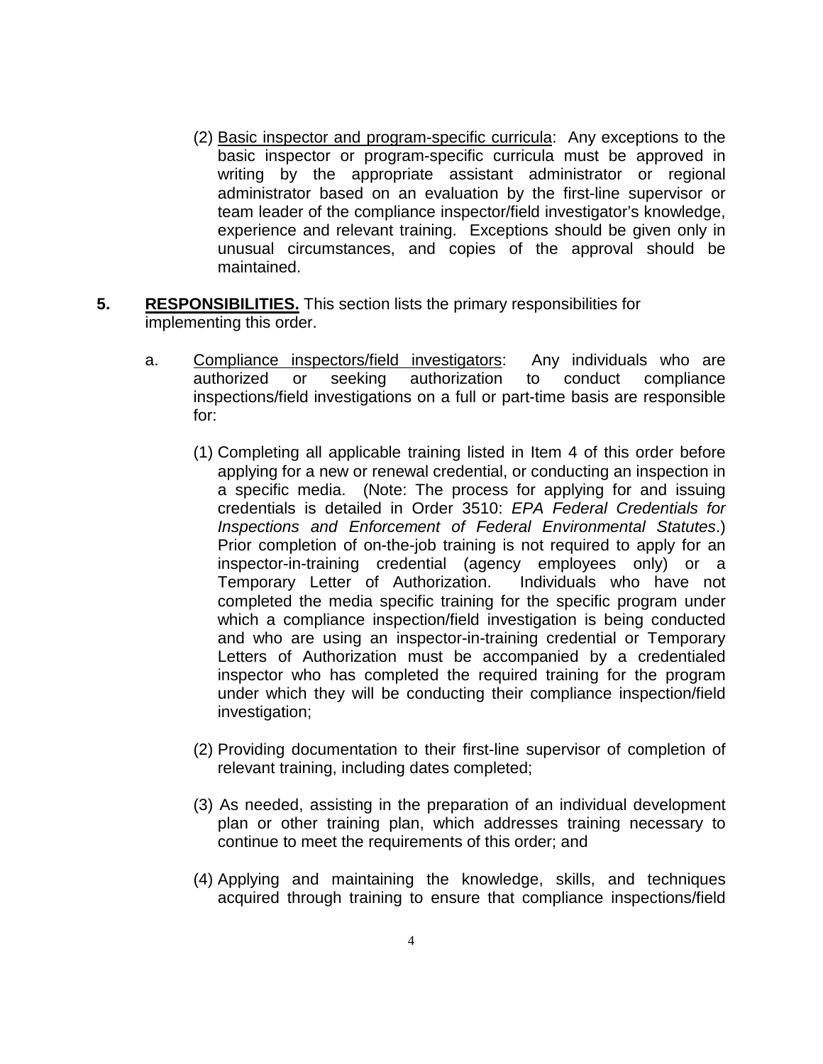(2) Basic inspector and program-specific curricula: Any exceptions to the basic inspector or program-specific curricula must be approved in writing by the appropriate assistant administrator or regional administrator based on an evaluation by the first-line supervisor or team leader of the compliance inspector/field investigator's knowledge, experience and relevant training. Exceptions should be given only in unusual circumstances, and copies of the approval should be maintained.

**5. RESPONSIBILITIES.** This section lists the primary responsibilities for implementing this order.

a. Compliance inspectors/field investigators: Any individuals who are authorized or seeking authorization to conduct compliance inspections/field investigations on a full or part-time basis are responsible for:

(1) Completing all applicable training listed in Item 4 of this order before applying for a new or renewal credential, or conducting an inspection in a specific media. (Note: The process for applying for and issuing credentials is detailed in Order 3510: *EPA Federal Credentials for Inspections and Enforcement of Federal Environmental Statutes*.) Prior completion of on-the-job training is not required to apply for an inspector-in-training credential (agency employees only) or a Temporary Letter of Authorization. Individuals who have not completed the media specific training for the specific program under which a compliance inspection/field investigation is being conducted and who are using an inspector-in-training credential or Temporary Letters of Authorization must be accompanied by a credentialed inspector who has completed the required training for the program under which they will be conducting their compliance inspection/field investigation;

(2) Providing documentation to their first-line supervisor of completion of relevant training, including dates completed;

(3) As needed, assisting in the preparation of an individual development plan or other training plan, which addresses training necessary to continue to meet the requirements of this order; and

(4) Applying and maintaining the knowledge, skills, and techniques acquired through training to ensure that compliance inspections/field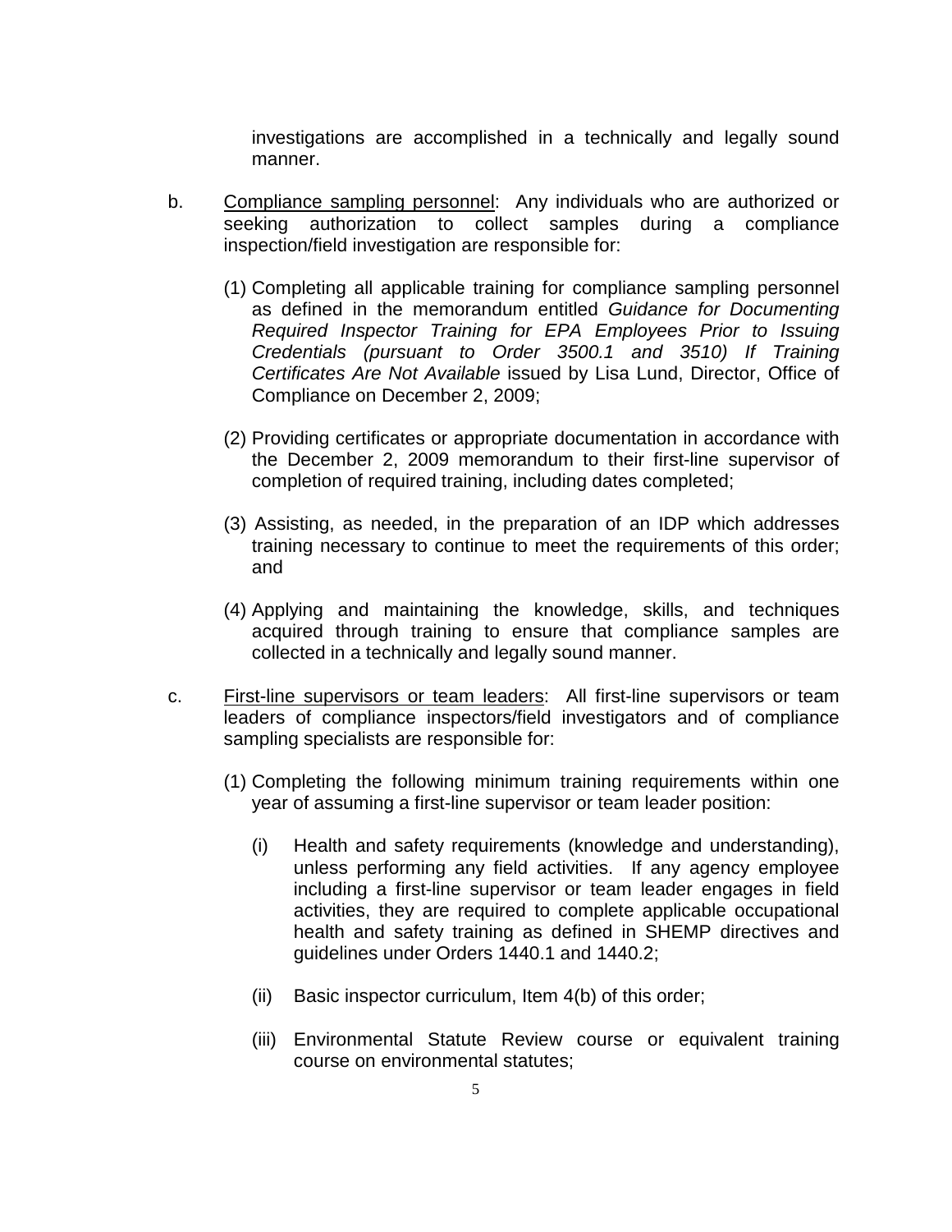investigations are accomplished in a technically and legally sound manner.

b. Compliance sampling personnel: Any individuals who are authorized or seeking authorization to collect samples during a compliance inspection/field investigation are responsible for:

   (1) Completing all applicable training for compliance sampling personnel as defined in the memorandum entitled *Guidance for Documenting Required Inspector Training for EPA Employees Prior to Issuing Credentials (pursuant to Order 3500.1 and 3510) If Training Certificates Are Not Available* issued by Lisa Lund, Director, Office of Compliance on December 2, 2009;

   (2) Providing certificates or appropriate documentation in accordance with the December 2, 2009 memorandum to their first-line supervisor of completion of required training, including dates completed;

   (3) Assisting, as needed, in the preparation of an IDP which addresses training necessary to continue to meet the requirements of this order; and

   (4) Applying and maintaining the knowledge, skills, and techniques acquired through training to ensure that compliance samples are collected in a technically and legally sound manner.

c. First-line supervisors or team leaders: All first-line supervisors or team leaders of compliance inspectors/field investigators and of compliance sampling specialists are responsible for:

   (1) Completing the following minimum training requirements within one year of assuming a first-line supervisor or team leader position:

      (i) Health and safety requirements (knowledge and understanding), unless performing any field activities. If any agency employee including a first-line supervisor or team leader engages in field activities, they are required to complete applicable occupational health and safety training as defined in SHEMP directives and guidelines under Orders 1440.1 and 1440.2;

      (ii) Basic inspector curriculum, Item 4(b) of this order;

      (iii) Environmental Statute Review course or equivalent training course on environmental statutes;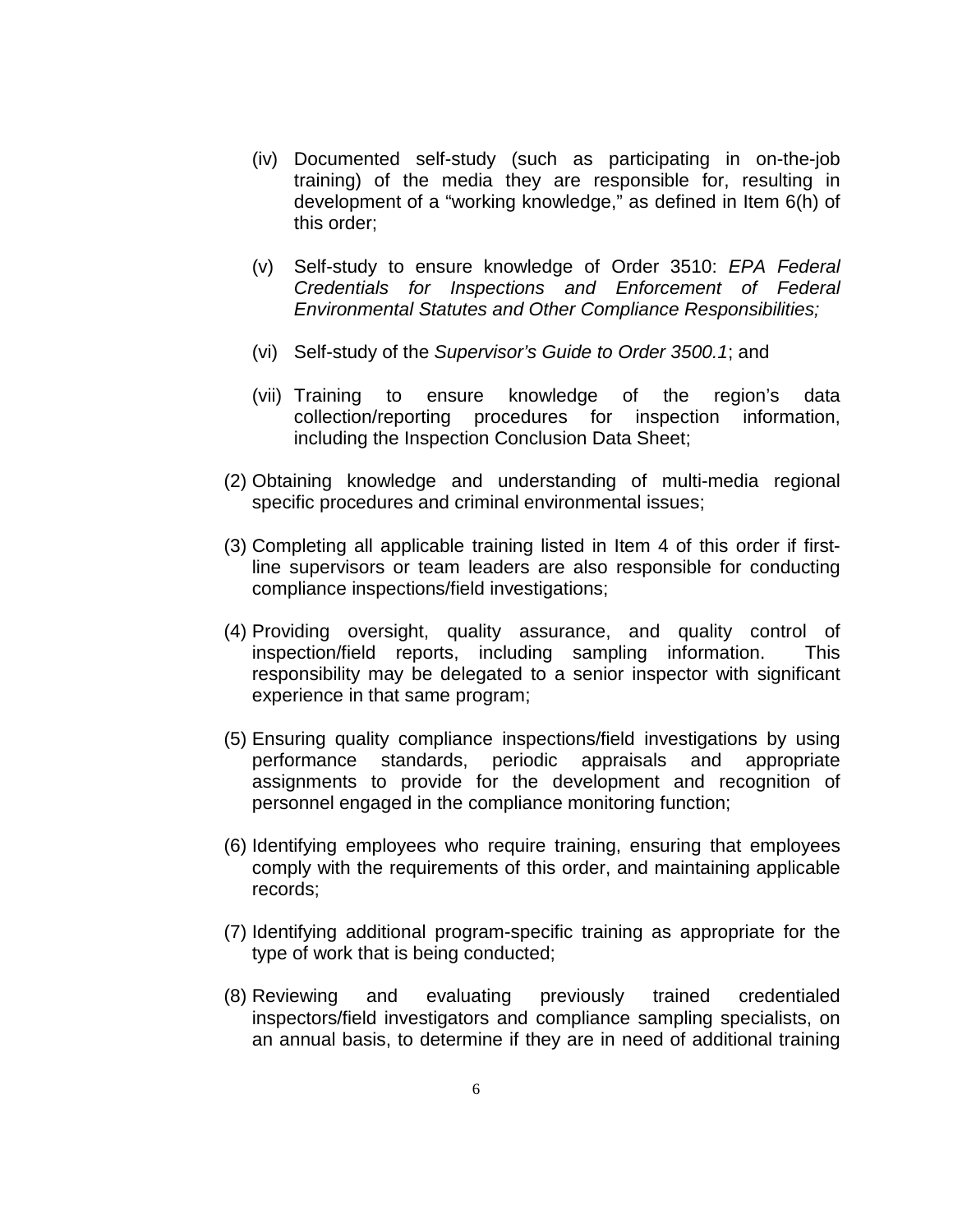(iv) Documented self-study (such as participating in on-the-job training) of the media they are responsible for, resulting in development of a "working knowledge," as defined in Item 6(h) of this order;

(v) Self-study to ensure knowledge of Order 3510: *EPA Federal Credentials for Inspections and Enforcement of Federal Environmental Statutes and Other Compliance Responsibilities;*

(vi) Self-study of the *Supervisor's Guide to Order 3500.1*; and

(vii) Training to ensure knowledge of the region's data collection/reporting procedures for inspection information, including the Inspection Conclusion Data Sheet;

(2) Obtaining knowledge and understanding of multi-media regional specific procedures and criminal environmental issues;

(3) Completing all applicable training listed in Item 4 of this order if first-line supervisors or team leaders are also responsible for conducting compliance inspections/field investigations;

(4) Providing oversight, quality assurance, and quality control of inspection/field reports, including sampling information. This responsibility may be delegated to a senior inspector with significant experience in that same program;

(5) Ensuring quality compliance inspections/field investigations by using performance standards, periodic appraisals and appropriate assignments to provide for the development and recognition of personnel engaged in the compliance monitoring function;

(6) Identifying employees who require training, ensuring that employees comply with the requirements of this order, and maintaining applicable records;

(7) Identifying additional program-specific training as appropriate for the type of work that is being conducted;

(8) Reviewing and evaluating previously trained credentialed inspectors/field investigators and compliance sampling specialists, on an annual basis, to determine if they are in need of additional training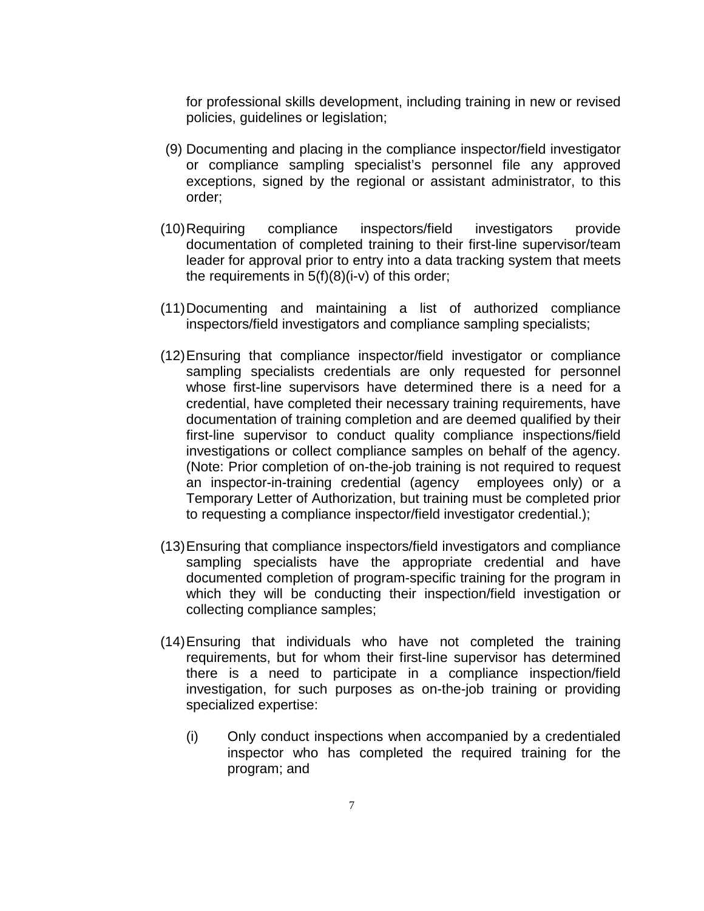for professional skills development, including training in new or revised policies, guidelines or legislation;

(9) Documenting and placing in the compliance inspector/field investigator or compliance sampling specialist's personnel file any approved exceptions, signed by the regional or assistant administrator, to this order;

(10) Requiring compliance inspectors/field investigators provide documentation of completed training to their first-line supervisor/team leader for approval prior to entry into a data tracking system that meets the requirements in 5(f)(8)(i-v) of this order;

(11) Documenting and maintaining a list of authorized compliance inspectors/field investigators and compliance sampling specialists;

(12) Ensuring that compliance inspector/field investigator or compliance sampling specialists credentials are only requested for personnel whose first-line supervisors have determined there is a need for a credential, have completed their necessary training requirements, have documentation of training completion and are deemed qualified by their first-line supervisor to conduct quality compliance inspections/field investigations or collect compliance samples on behalf of the agency. (Note: Prior completion of on-the-job training is not required to request an inspector-in-training credential (agency employees only) or a Temporary Letter of Authorization, but training must be completed prior to requesting a compliance inspector/field investigator credential.);

(13) Ensuring that compliance inspectors/field investigators and compliance sampling specialists have the appropriate credential and have documented completion of program-specific training for the program in which they will be conducting their inspection/field investigation or collecting compliance samples;

(14) Ensuring that individuals who have not completed the training requirements, but for whom their first-line supervisor has determined there is a need to participate in a compliance inspection/field investigation, for such purposes as on-the-job training or providing specialized expertise:

   (i) Only conduct inspections when accompanied by a credentialed inspector who has completed the required training for the program; and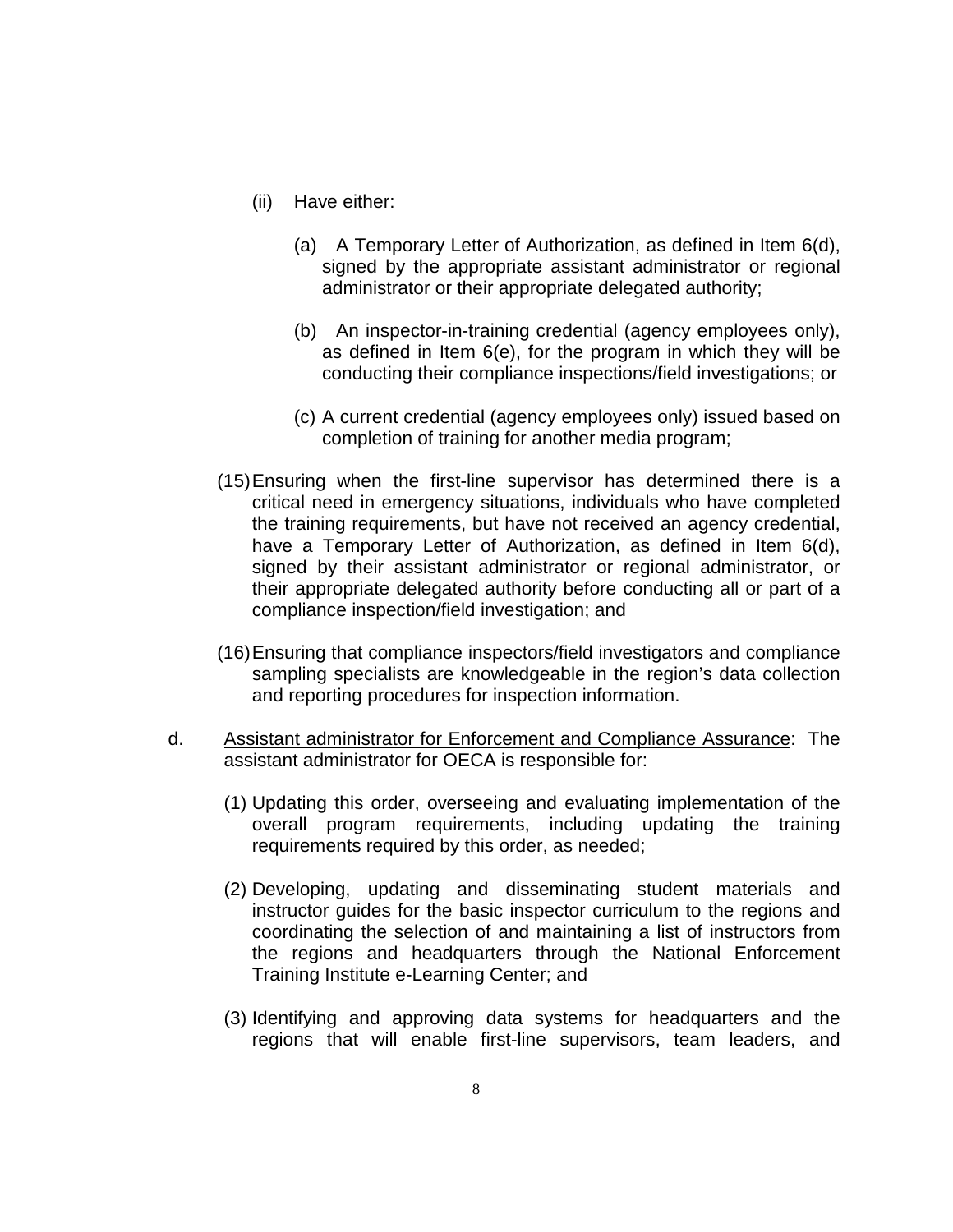(ii) Have either:

(a) A Temporary Letter of Authorization, as defined in Item 6(d), signed by the appropriate assistant administrator or regional administrator or their appropriate delegated authority;

(b) An inspector-in-training credential (agency employees only), as defined in Item 6(e), for the program in which they will be conducting their compliance inspections/field investigations; or

(c) A current credential (agency employees only) issued based on completion of training for another media program;

(15) Ensuring when the first-line supervisor has determined there is a critical need in emergency situations, individuals who have completed the training requirements, but have not received an agency credential, have a Temporary Letter of Authorization, as defined in Item 6(d), signed by their assistant administrator or regional administrator, or their appropriate delegated authority before conducting all or part of a compliance inspection/field investigation; and

(16) Ensuring that compliance inspectors/field investigators and compliance sampling specialists are knowledgeable in the region's data collection and reporting procedures for inspection information.

d. <u>Assistant administrator for Enforcement and Compliance Assurance</u>: The assistant administrator for OECA is responsible for:

(1) Updating this order, overseeing and evaluating implementation of the overall program requirements, including updating the training requirements required by this order, as needed;

(2) Developing, updating and disseminating student materials and instructor guides for the basic inspector curriculum to the regions and coordinating the selection of and maintaining a list of instructors from the regions and headquarters through the National Enforcement Training Institute e-Learning Center; and

(3) Identifying and approving data systems for headquarters and the regions that will enable first-line supervisors, team leaders, and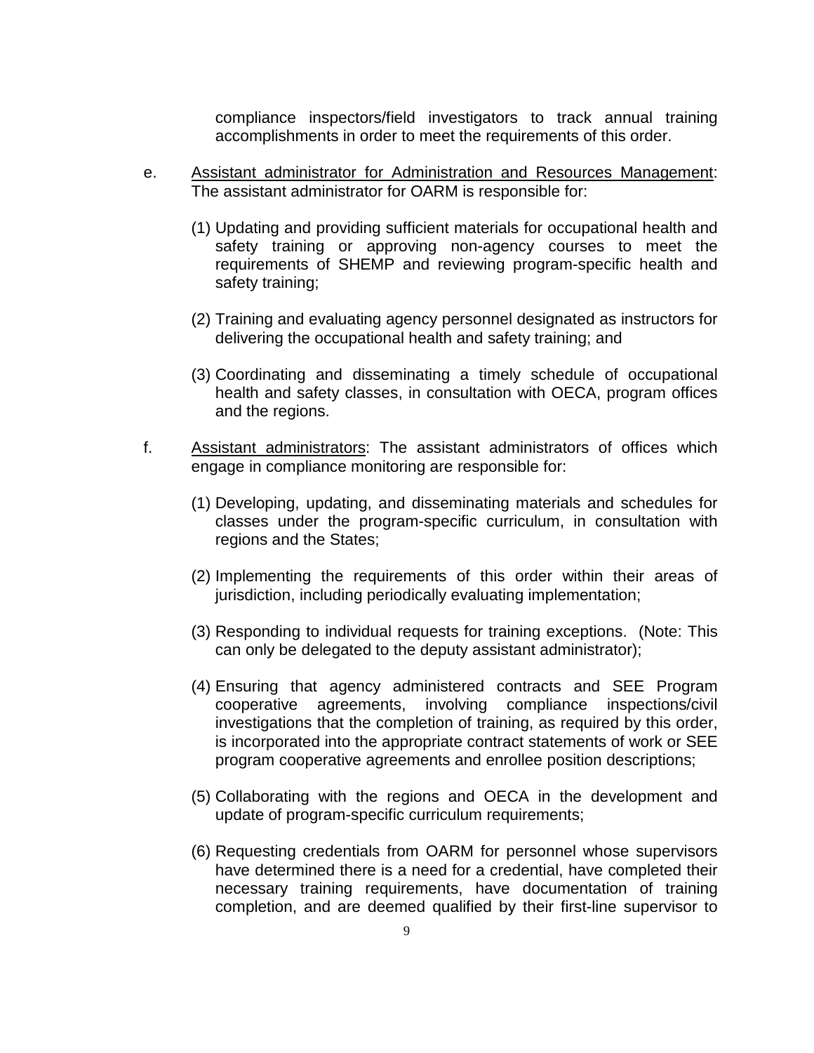compliance inspectors/field investigators to track annual training accomplishments in order to meet the requirements of this order.

e. Assistant administrator for Administration and Resources Management: The assistant administrator for OARM is responsible for:

   (1) Updating and providing sufficient materials for occupational health and safety training or approving non-agency courses to meet the requirements of SHEMP and reviewing program-specific health and safety training;

   (2) Training and evaluating agency personnel designated as instructors for delivering the occupational health and safety training; and

   (3) Coordinating and disseminating a timely schedule of occupational health and safety classes, in consultation with OECA, program offices and the regions.

f. Assistant administrators: The assistant administrators of offices which engage in compliance monitoring are responsible for:

   (1) Developing, updating, and disseminating materials and schedules for classes under the program-specific curriculum, in consultation with regions and the States;

   (2) Implementing the requirements of this order within their areas of jurisdiction, including periodically evaluating implementation;

   (3) Responding to individual requests for training exceptions. (Note: This can only be delegated to the deputy assistant administrator);

   (4) Ensuring that agency administered contracts and SEE Program cooperative agreements, involving compliance inspections/civil investigations that the completion of training, as required by this order, is incorporated into the appropriate contract statements of work or SEE program cooperative agreements and enrollee position descriptions;

   (5) Collaborating with the regions and OECA in the development and update of program-specific curriculum requirements;

   (6) Requesting credentials from OARM for personnel whose supervisors have determined there is a need for a credential, have completed their necessary training requirements, have documentation of training completion, and are deemed qualified by their first-line supervisor to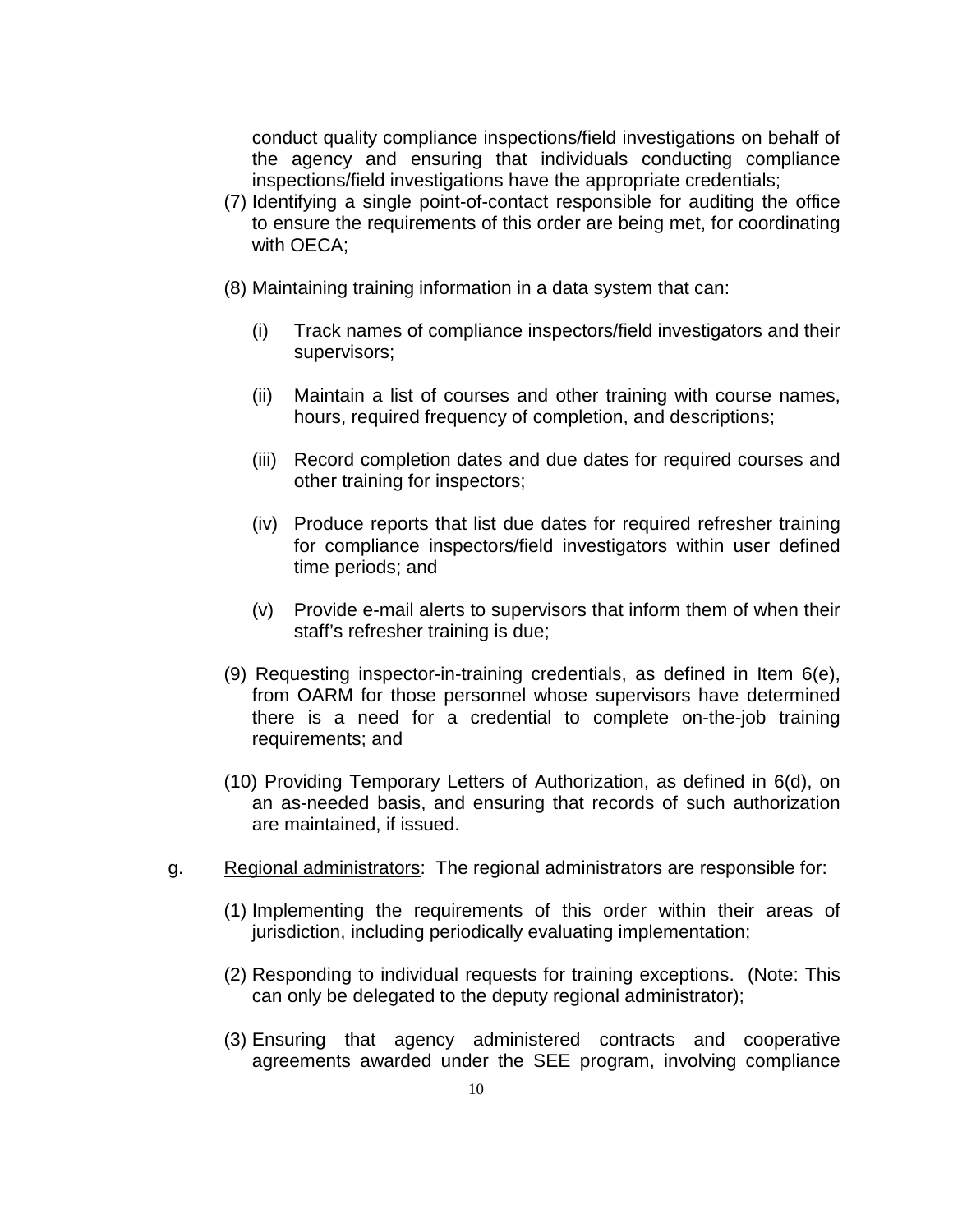conduct quality compliance inspections/field investigations on behalf of the agency and ensuring that individuals conducting compliance inspections/field investigations have the appropriate credentials;

(7) Identifying a single point-of-contact responsible for auditing the office to ensure the requirements of this order are being met, for coordinating with OECA;

(8) Maintaining training information in a data system that can:

(i) Track names of compliance inspectors/field investigators and their supervisors;

(ii) Maintain a list of courses and other training with course names, hours, required frequency of completion, and descriptions;

(iii) Record completion dates and due dates for required courses and other training for inspectors;

(iv) Produce reports that list due dates for required refresher training for compliance inspectors/field investigators within user defined time periods; and

(v) Provide e-mail alerts to supervisors that inform them of when their staff's refresher training is due;

(9) Requesting inspector-in-training credentials, as defined in Item 6(e), from OARM for those personnel whose supervisors have determined there is a need for a credential to complete on-the-job training requirements; and

(10) Providing Temporary Letters of Authorization, as defined in 6(d), on an as-needed basis, and ensuring that records of such authorization are maintained, if issued.

g. Regional administrators: The regional administrators are responsible for:

(1) Implementing the requirements of this order within their areas of jurisdiction, including periodically evaluating implementation;

(2) Responding to individual requests for training exceptions. (Note: This can only be delegated to the deputy regional administrator);

(3) Ensuring that agency administered contracts and cooperative agreements awarded under the SEE program, involving compliance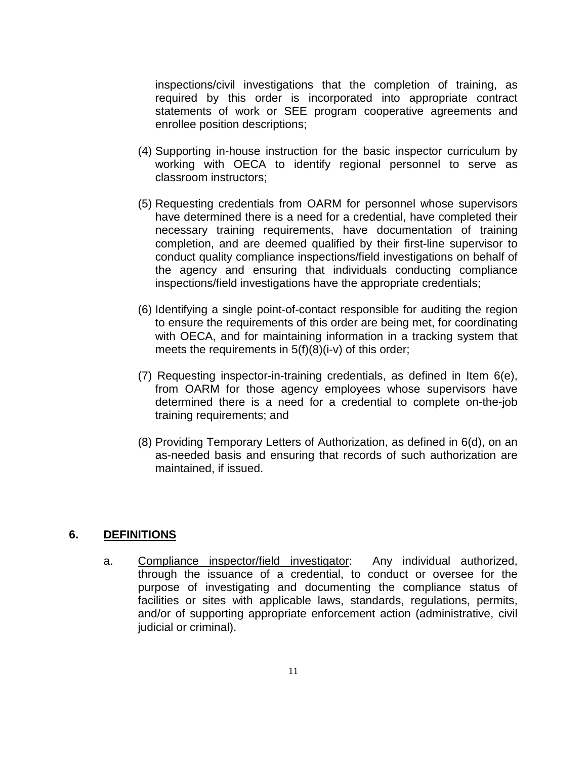inspections/civil investigations that the completion of training, as required by this order is incorporated into appropriate contract statements of work or SEE program cooperative agreements and enrollee position descriptions;

(4) Supporting in-house instruction for the basic inspector curriculum by working with OECA to identify regional personnel to serve as classroom instructors;

(5) Requesting credentials from OARM for personnel whose supervisors have determined there is a need for a credential, have completed their necessary training requirements, have documentation of training completion, and are deemed qualified by their first-line supervisor to conduct quality compliance inspections/field investigations on behalf of the agency and ensuring that individuals conducting compliance inspections/field investigations have the appropriate credentials;

(6) Identifying a single point-of-contact responsible for auditing the region to ensure the requirements of this order are being met, for coordinating with OECA, and for maintaining information in a tracking system that meets the requirements in 5(f)(8)(i-v) of this order;

(7) Requesting inspector-in-training credentials, as defined in Item 6(e), from OARM for those agency employees whose supervisors have determined there is a need for a credential to complete on-the-job training requirements; and

(8) Providing Temporary Letters of Authorization, as defined in 6(d), on an as-needed basis and ensuring that records of such authorization are maintained, if issued.

## 6. DEFINITIONS

a. Compliance inspector/field investigator: Any individual authorized, through the issuance of a credential, to conduct or oversee for the purpose of investigating and documenting the compliance status of facilities or sites with applicable laws, standards, regulations, permits, and/or of supporting appropriate enforcement action (administrative, civil judicial or criminal).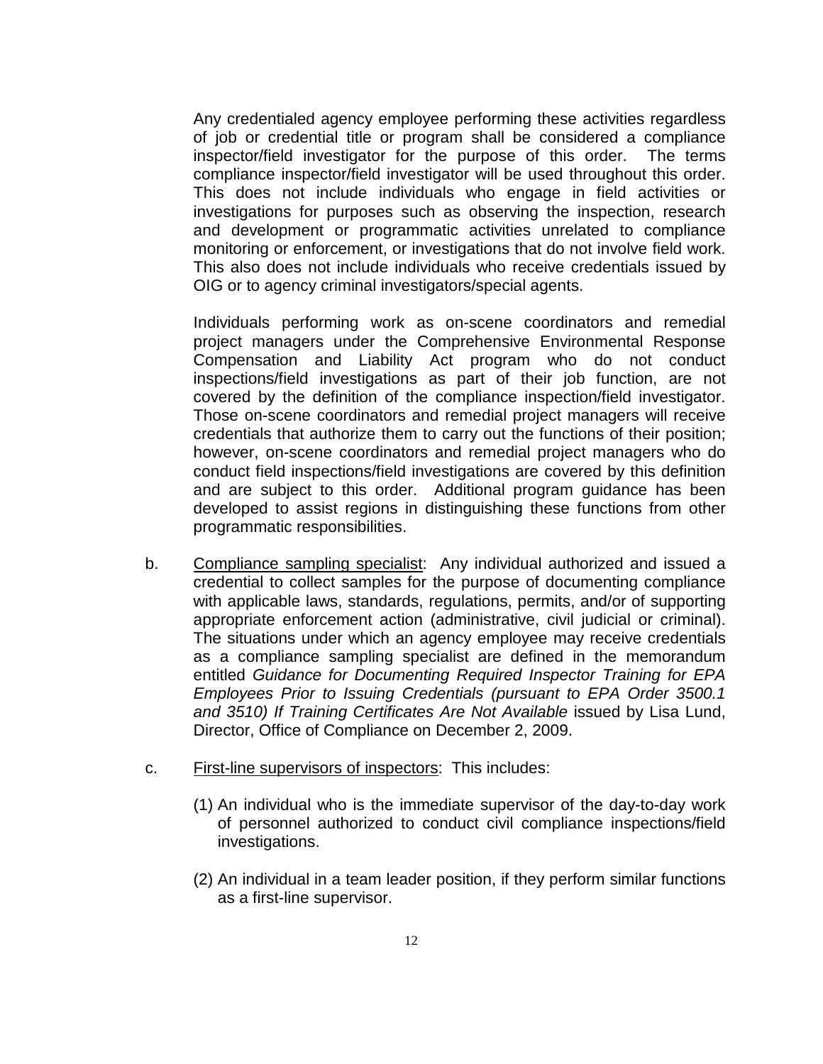Any credentialed agency employee performing these activities regardless of job or credential title or program shall be considered a compliance inspector/field investigator for the purpose of this order. The terms compliance inspector/field investigator will be used throughout this order. This does not include individuals who engage in field activities or investigations for purposes such as observing the inspection, research and development or programmatic activities unrelated to compliance monitoring or enforcement, or investigations that do not involve field work. This also does not include individuals who receive credentials issued by OIG or to agency criminal investigators/special agents.

Individuals performing work as on-scene coordinators and remedial project managers under the Comprehensive Environmental Response Compensation and Liability Act program who do not conduct inspections/field investigations as part of their job function, are not covered by the definition of the compliance inspection/field investigator. Those on-scene coordinators and remedial project managers will receive credentials that authorize them to carry out the functions of their position; however, on-scene coordinators and remedial project managers who do conduct field inspections/field investigations are covered by this definition and are subject to this order. Additional program guidance has been developed to assist regions in distinguishing these functions from other programmatic responsibilities.

b. Compliance sampling specialist: Any individual authorized and issued a credential to collect samples for the purpose of documenting compliance with applicable laws, standards, regulations, permits, and/or of supporting appropriate enforcement action (administrative, civil judicial or criminal). The situations under which an agency employee may receive credentials as a compliance sampling specialist are defined in the memorandum entitled *Guidance for Documenting Required Inspector Training for EPA Employees Prior to Issuing Credentials (pursuant to EPA Order 3500.1 and 3510) If Training Certificates Are Not Available* issued by Lisa Lund, Director, Office of Compliance on December 2, 2009.

c. First-line supervisors of inspectors: This includes:

   (1) An individual who is the immediate supervisor of the day-to-day work of personnel authorized to conduct civil compliance inspections/field investigations.

   (2) An individual in a team leader position, if they perform similar functions as a first-line supervisor.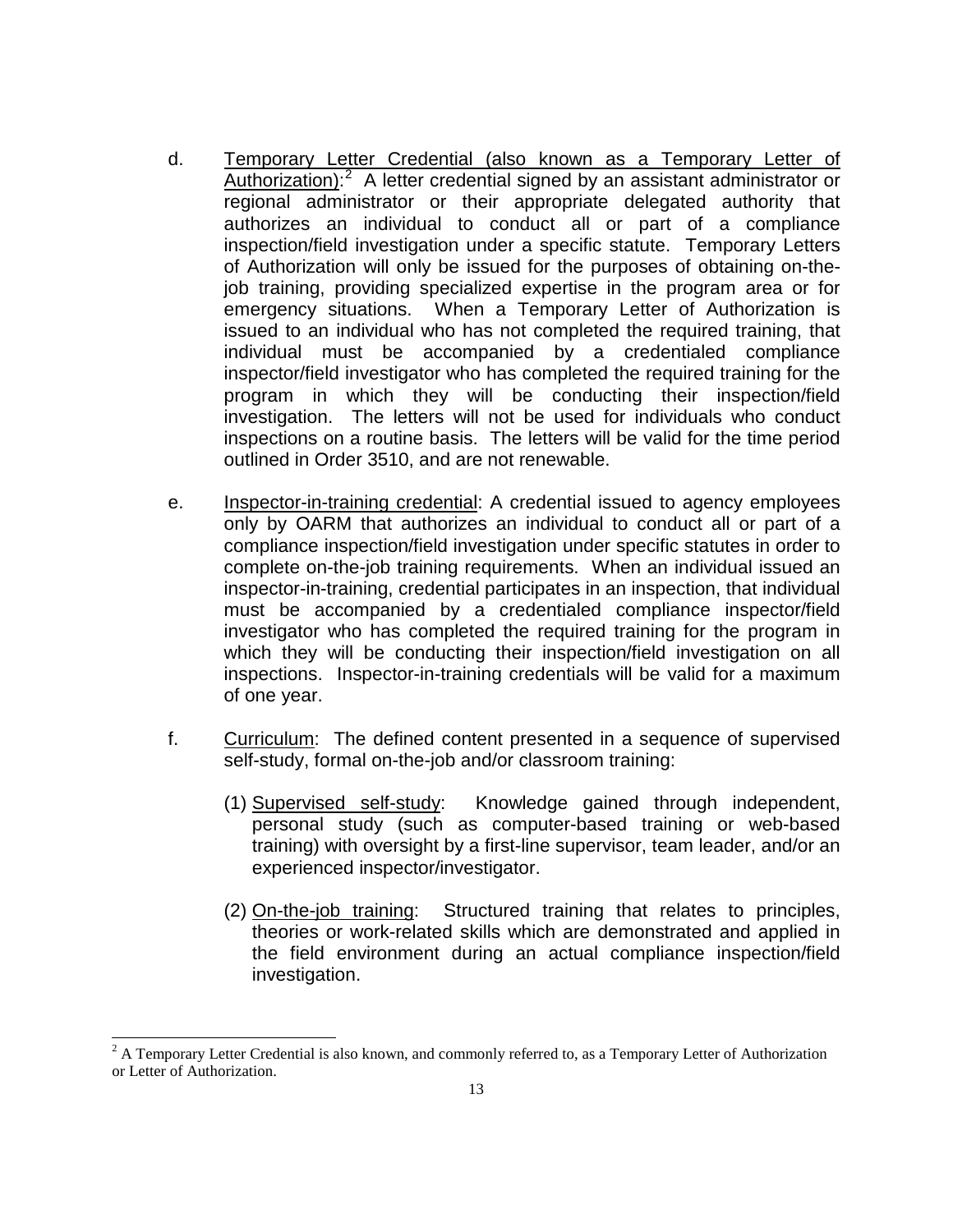d. Temporary Letter Credential (also known as a Temporary Letter of Authorization):[2] A letter credential signed by an assistant administrator or regional administrator or their appropriate delegated authority that authorizes an individual to conduct all or part of a compliance inspection/field investigation under a specific statute. Temporary Letters of Authorization will only be issued for the purposes of obtaining on-the-job training, providing specialized expertise in the program area or for emergency situations. When a Temporary Letter of Authorization is issued to an individual who has not completed the required training, that individual must be accompanied by a credentialed compliance inspector/field investigator who has completed the required training for the program in which they will be conducting their inspection/field investigation. The letters will not be used for individuals who conduct inspections on a routine basis. The letters will be valid for the time period outlined in Order 3510, and are not renewable.

e. Inspector-in-training credential: A credential issued to agency employees only by OARM that authorizes an individual to conduct all or part of a compliance inspection/field investigation under specific statutes in order to complete on-the-job training requirements. When an individual issued an inspector-in-training, credential participates in an inspection, that individual must be accompanied by a credentialed compliance inspector/field investigator who has completed the required training for the program in which they will be conducting their inspection/field investigation on all inspections. Inspector-in-training credentials will be valid for a maximum of one year.

f. Curriculum: The defined content presented in a sequence of supervised self-study, formal on-the-job and/or classroom training:

   (1) Supervised self-study: Knowledge gained through independent, personal study (such as computer-based training or web-based training) with oversight by a first-line supervisor, team leader, and/or an experienced inspector/investigator.

   (2) On-the-job training: Structured training that relates to principles, theories or work-related skills which are demonstrated and applied in the field environment during an actual compliance inspection/field investigation.

---

[2] A Temporary Letter Credential is also known, and commonly referred to, as a Temporary Letter of Authorization or Letter of Authorization.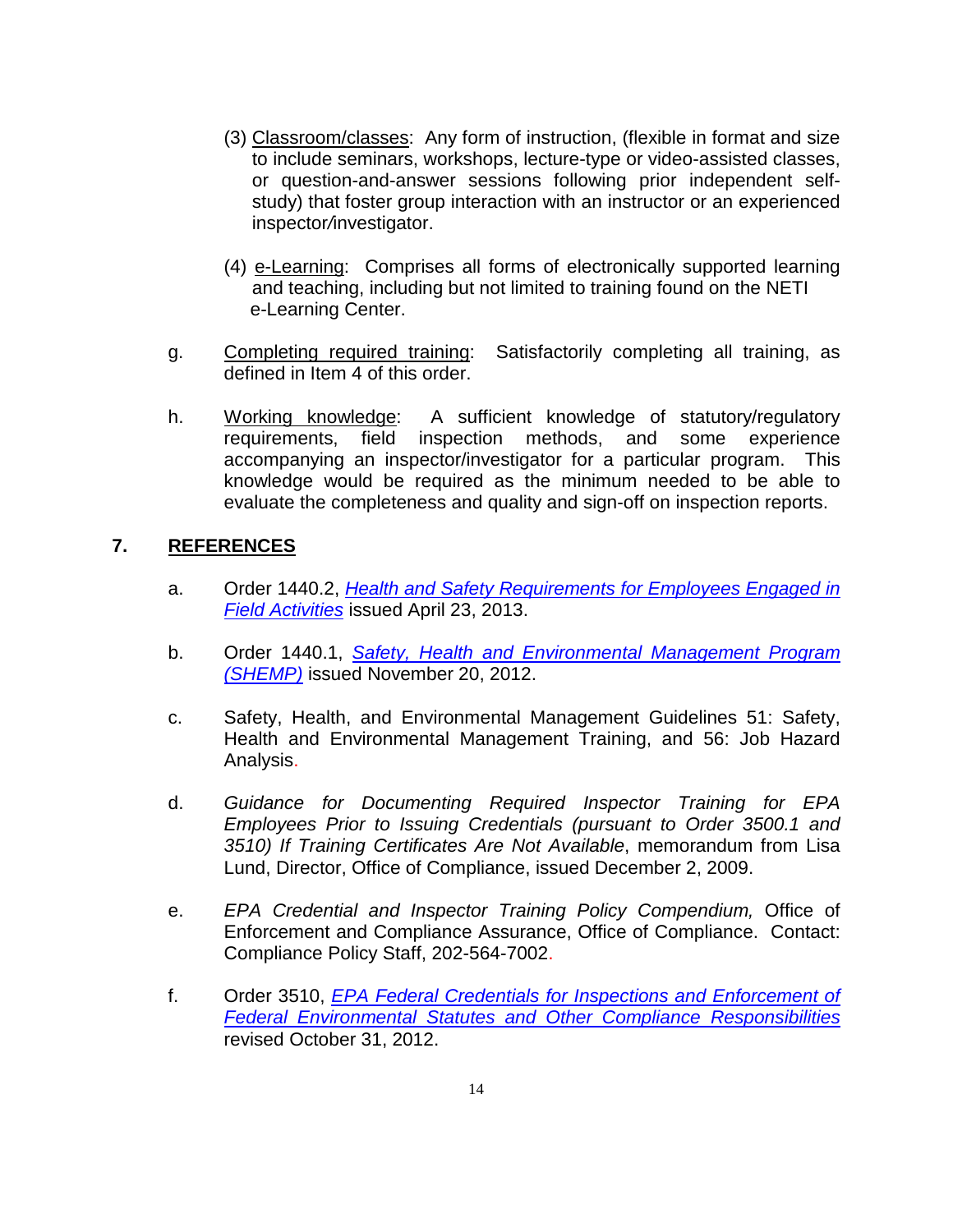(3) Classroom/classes: Any form of instruction, (flexible in format and size to include seminars, workshops, lecture-type or video-assisted classes, or question-and-answer sessions following prior independent self-study) that foster group interaction with an instructor or an experienced inspector/investigator.

(4) e-Learning: Comprises all forms of electronically supported learning and teaching, including but not limited to training found on the NETI e-Learning Center.

g. Completing required training: Satisfactorily completing all training, as defined in Item 4 of this order.

h. Working knowledge: A sufficient knowledge of statutory/regulatory requirements, field inspection methods, and some experience accompanying an inspector/investigator for a particular program. This knowledge would be required as the minimum needed to be able to evaluate the completeness and quality and sign-off on inspection reports.

## 7. REFERENCES

a. Order 1440.2, *Health and Safety Requirements for Employees Engaged in Field Activities* issued April 23, 2013.

b. Order 1440.1, *Safety, Health and Environmental Management Program (SHEMP)* issued November 20, 2012.

c. Safety, Health, and Environmental Management Guidelines 51: Safety, Health and Environmental Management Training, and 56: Job Hazard Analysis.

d. *Guidance for Documenting Required Inspector Training for EPA Employees Prior to Issuing Credentials (pursuant to Order 3500.1 and 3510) If Training Certificates Are Not Available*, memorandum from Lisa Lund, Director, Office of Compliance, issued December 2, 2009.

e. *EPA Credential and Inspector Training Policy Compendium,* Office of Enforcement and Compliance Assurance, Office of Compliance. Contact: Compliance Policy Staff, 202-564-7002.

f. Order 3510, *EPA Federal Credentials for Inspections and Enforcement of Federal Environmental Statutes and Other Compliance Responsibilities* revised October 31, 2012.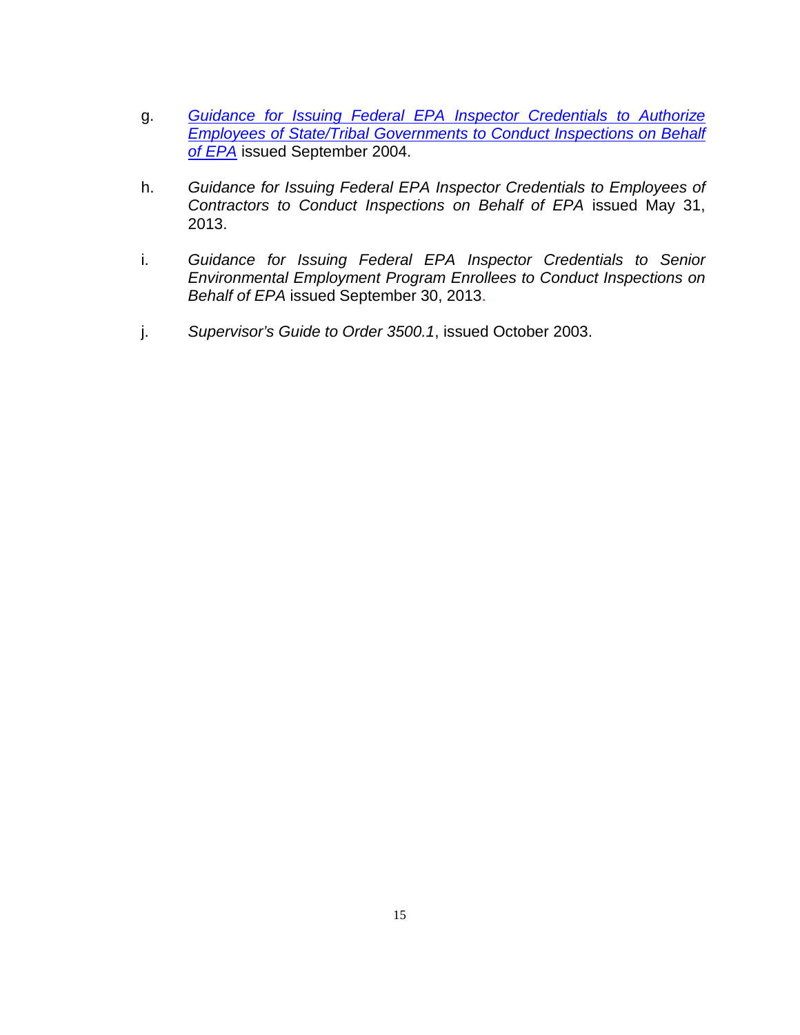g. *Guidance for Issuing Federal EPA Inspector Credentials to Authorize Employees of State/Tribal Governments to Conduct Inspections on Behalf of EPA* issued September 2004.

h. *Guidance for Issuing Federal EPA Inspector Credentials to Employees of Contractors to Conduct Inspections on Behalf of EPA* issued May 31, 2013.

i. *Guidance for Issuing Federal EPA Inspector Credentials to Senior Environmental Employment Program Enrollees to Conduct Inspections on Behalf of EPA* issued September 30, 2013.

j. *Supervisor's Guide to Order 3500.1*, issued October 2003.